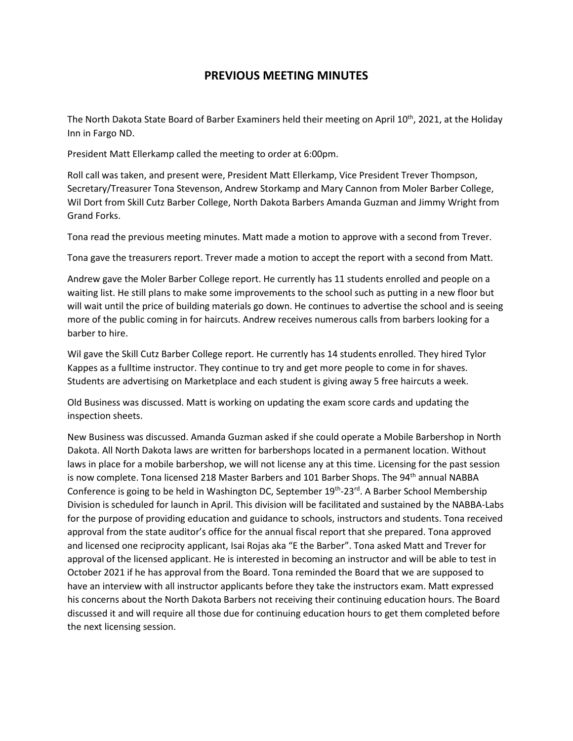# PREVIOUS MEETING MINUTES

The North Dakota State Board of Barber Examiners held their meeting on April 10th, 2021, at the Holiday Inn in Fargo ND.

President Matt Ellerkamp called the meeting to order at 6:00pm.

Roll call was taken, and present were, President Matt Ellerkamp, Vice President Trever Thompson, Secretary/Treasurer Tona Stevenson, Andrew Storkamp and Mary Cannon from Moler Barber College, Wil Dort from Skill Cutz Barber College, North Dakota Barbers Amanda Guzman and Jimmy Wright from Grand Forks.

Tona read the previous meeting minutes. Matt made a motion to approve with a second from Trever.

Tona gave the treasurers report. Trever made a motion to accept the report with a second from Matt.

Andrew gave the Moler Barber College report. He currently has 11 students enrolled and people on a waiting list. He still plans to make some improvements to the school such as putting in a new floor but will wait until the price of building materials go down. He continues to advertise the school and is seeing more of the public coming in for haircuts. Andrew receives numerous calls from barbers looking for a barber to hire.

Wil gave the Skill Cutz Barber College report. He currently has 14 students enrolled. They hired Tylor Kappes as a fulltime instructor. They continue to try and get more people to come in for shaves. Students are advertising on Marketplace and each student is giving away 5 free haircuts a week.

Old Business was discussed. Matt is working on updating the exam score cards and updating the inspection sheets.

New Business was discussed. Amanda Guzman asked if she could operate a Mobile Barbershop in North Dakota. All North Dakota laws are written for barbershops located in a permanent location. Without laws in place for a mobile barbershop, we will not license any at this time. Licensing for the past session is now complete. Tona licensed 218 Master Barbers and 101 Barber Shops. The 94th annual NABBA Conference is going to be held in Washington DC, September 19th-23rd. A Barber School Membership Division is scheduled for launch in April. This division will be facilitated and sustained by the NABBA-Labs for the purpose of providing education and guidance to schools, instructors and students. Tona received approval from the state auditor's office for the annual fiscal report that she prepared. Tona approved and licensed one reciprocity applicant, Isai Rojas aka "E the Barber". Tona asked Matt and Trever for approval of the licensed applicant. He is interested in becoming an instructor and will be able to test in October 2021 if he has approval from the Board. Tona reminded the Board that we are supposed to have an interview with all instructor applicants before they take the instructors exam. Matt expressed his concerns about the North Dakota Barbers not receiving their continuing education hours. The Board discussed it and will require all those due for continuing education hours to get them completed before the next licensing session.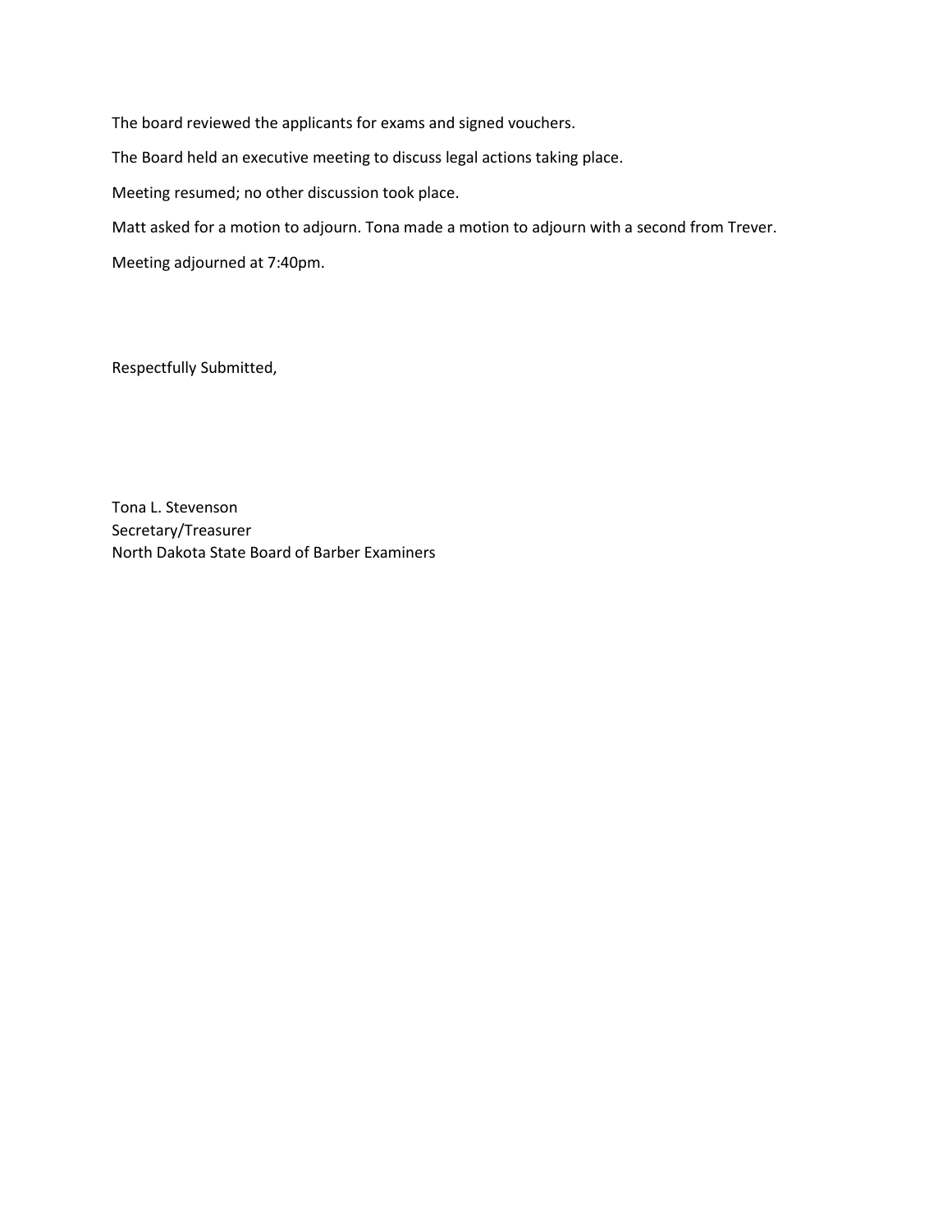The board reviewed the applicants for exams and signed vouchers.

The Board held an executive meeting to discuss legal actions taking place.

Meeting resumed; no other discussion took place.

Matt asked for a motion to adjourn. Tona made a motion to adjourn with a second from Trever.

Meeting adjourned at 7:40pm.

Respectfully Submitted,

Tona L. Stevenson
Secretary/Treasurer
North Dakota State Board of Barber Examiners